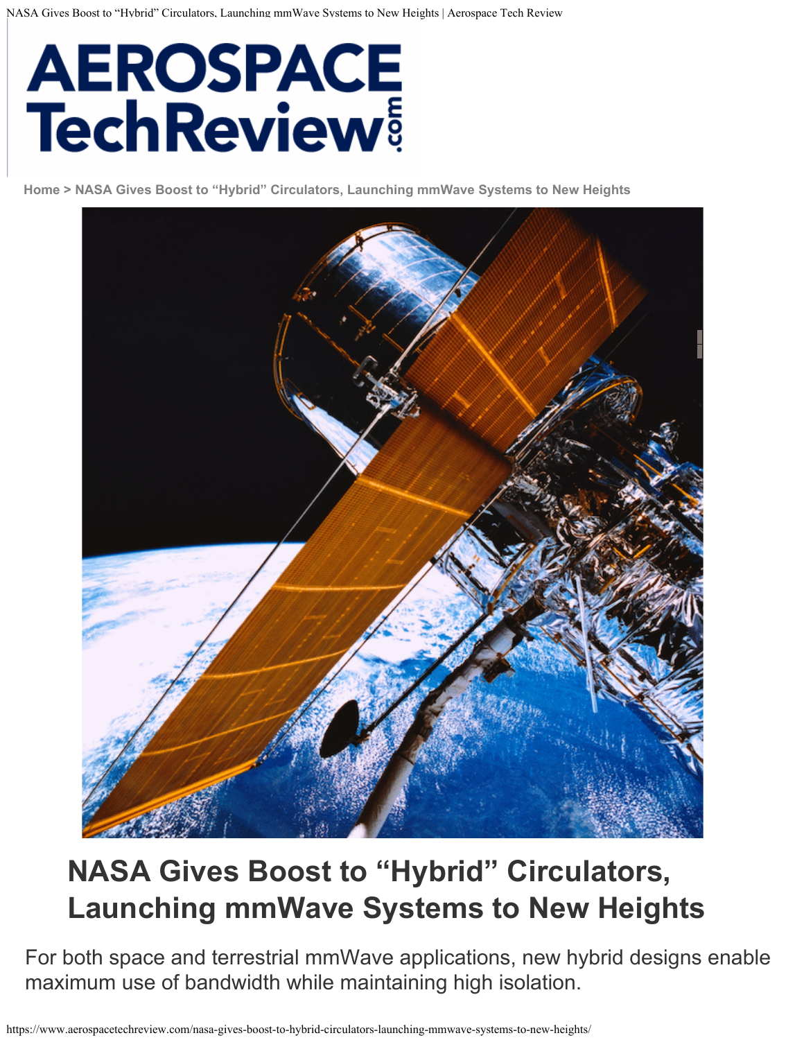Home > NASA Gives Boost to "Hybrid" Circulators, Launching mmWave Systems to New Heights

# NASA Gives Boost to "Hybrid" Circulators, Launching mmWave Systems to New Heights

For both space and terrestrial mmWave applications, new hybrid designs enable maximum use of bandwidth while maintaining high isolation.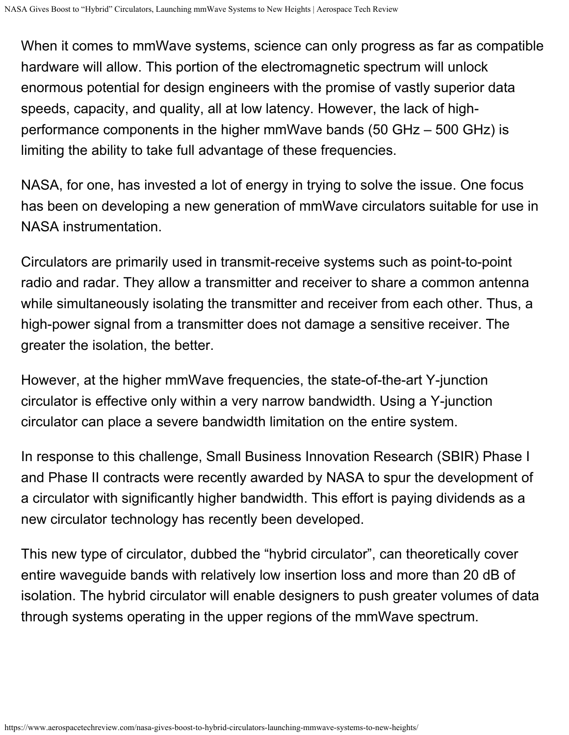When it comes to mmWave systems, science can only progress as far as compatible hardware will allow. This portion of the electromagnetic spectrum will unlock enormous potential for design engineers with the promise of vastly superior data speeds, capacity, and quality, all at low latency. However, the lack of high-performance components in the higher mmWave bands (50 GHz – 500 GHz) is limiting the ability to take full advantage of these frequencies.

NASA, for one, has invested a lot of energy in trying to solve the issue. One focus has been on developing a new generation of mmWave circulators suitable for use in NASA instrumentation.

Circulators are primarily used in transmit-receive systems such as point-to-point radio and radar. They allow a transmitter and receiver to share a common antenna while simultaneously isolating the transmitter and receiver from each other. Thus, a high-power signal from a transmitter does not damage a sensitive receiver. The greater the isolation, the better.

However, at the higher mmWave frequencies, the state-of-the-art Y-junction circulator is effective only within a very narrow bandwidth. Using a Y-junction circulator can place a severe bandwidth limitation on the entire system.

In response to this challenge, Small Business Innovation Research (SBIR) Phase I and Phase II contracts were recently awarded by NASA to spur the development of a circulator with significantly higher bandwidth. This effort is paying dividends as a new circulator technology has recently been developed.

This new type of circulator, dubbed the "hybrid circulator", can theoretically cover entire waveguide bands with relatively low insertion loss and more than 20 dB of isolation. The hybrid circulator will enable designers to push greater volumes of data through systems operating in the upper regions of the mmWave spectrum.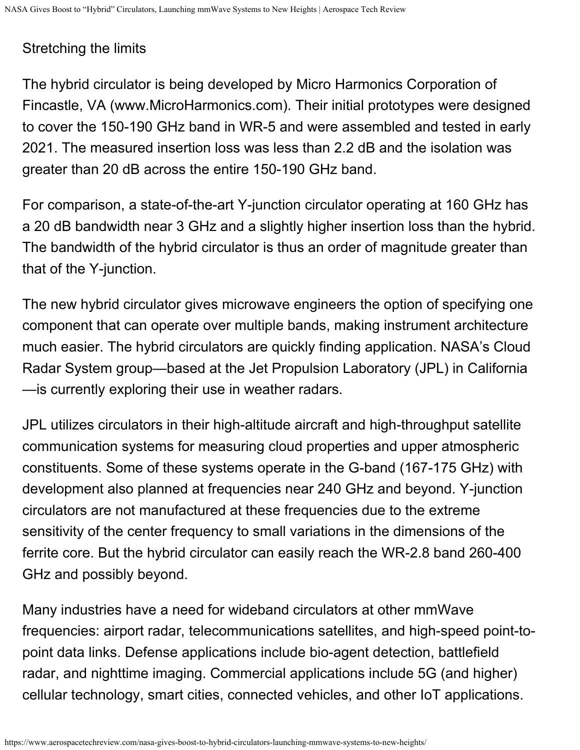## Stretching the limits

The hybrid circulator is being developed by Micro Harmonics Corporation of Fincastle, VA (www.MicroHarmonics.com). Their initial prototypes were designed to cover the 150-190 GHz band in WR-5 and were assembled and tested in early 2021. The measured insertion loss was less than 2.2 dB and the isolation was greater than 20 dB across the entire 150-190 GHz band.

For comparison, a state-of-the-art Y-junction circulator operating at 160 GHz has a 20 dB bandwidth near 3 GHz and a slightly higher insertion loss than the hybrid. The bandwidth of the hybrid circulator is thus an order of magnitude greater than that of the Y-junction.

The new hybrid circulator gives microwave engineers the option of specifying one component that can operate over multiple bands, making instrument architecture much easier. The hybrid circulators are quickly finding application. NASA's Cloud Radar System group—based at the Jet Propulsion Laboratory (JPL) in California—is currently exploring their use in weather radars.

JPL utilizes circulators in their high-altitude aircraft and high-throughput satellite communication systems for measuring cloud properties and upper atmospheric constituents. Some of these systems operate in the G-band (167-175 GHz) with development also planned at frequencies near 240 GHz and beyond. Y-junction circulators are not manufactured at these frequencies due to the extreme sensitivity of the center frequency to small variations in the dimensions of the ferrite core. But the hybrid circulator can easily reach the WR-2.8 band 260-400 GHz and possibly beyond.

Many industries have a need for wideband circulators at other mmWave frequencies: airport radar, telecommunications satellites, and high-speed point-to-point data links. Defense applications include bio-agent detection, battlefield radar, and nighttime imaging. Commercial applications include 5G (and higher) cellular technology, smart cities, connected vehicles, and other IoT applications.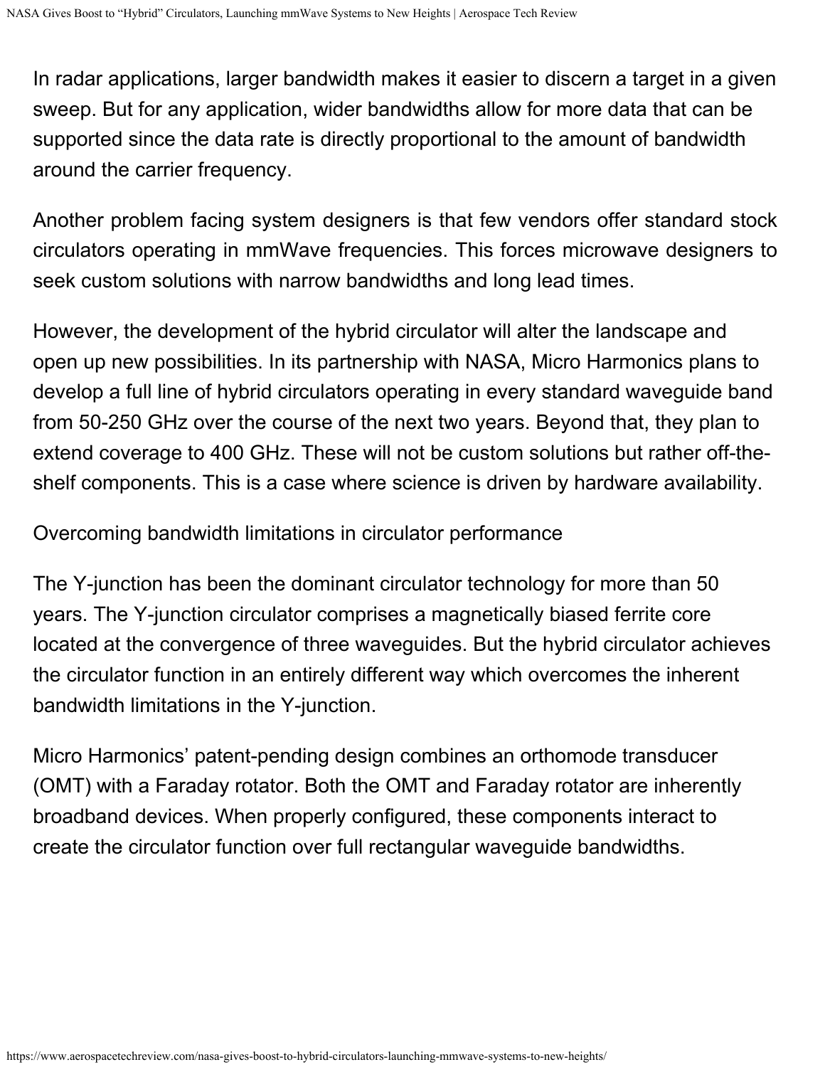In radar applications, larger bandwidth makes it easier to discern a target in a given sweep. But for any application, wider bandwidths allow for more data that can be supported since the data rate is directly proportional to the amount of bandwidth around the carrier frequency.

Another problem facing system designers is that few vendors offer standard stock circulators operating in mmWave frequencies. This forces microwave designers to seek custom solutions with narrow bandwidths and long lead times.

However, the development of the hybrid circulator will alter the landscape and open up new possibilities. In its partnership with NASA, Micro Harmonics plans to develop a full line of hybrid circulators operating in every standard waveguide band from 50-250 GHz over the course of the next two years. Beyond that, they plan to extend coverage to 400 GHz. These will not be custom solutions but rather off-the-shelf components. This is a case where science is driven by hardware availability.

## Overcoming bandwidth limitations in circulator performance

The Y-junction has been the dominant circulator technology for more than 50 years. The Y-junction circulator comprises a magnetically biased ferrite core located at the convergence of three waveguides. But the hybrid circulator achieves the circulator function in an entirely different way which overcomes the inherent bandwidth limitations in the Y-junction.

Micro Harmonics' patent-pending design combines an orthomode transducer (OMT) with a Faraday rotator. Both the OMT and Faraday rotator are inherently broadband devices. When properly configured, these components interact to create the circulator function over full rectangular waveguide bandwidths.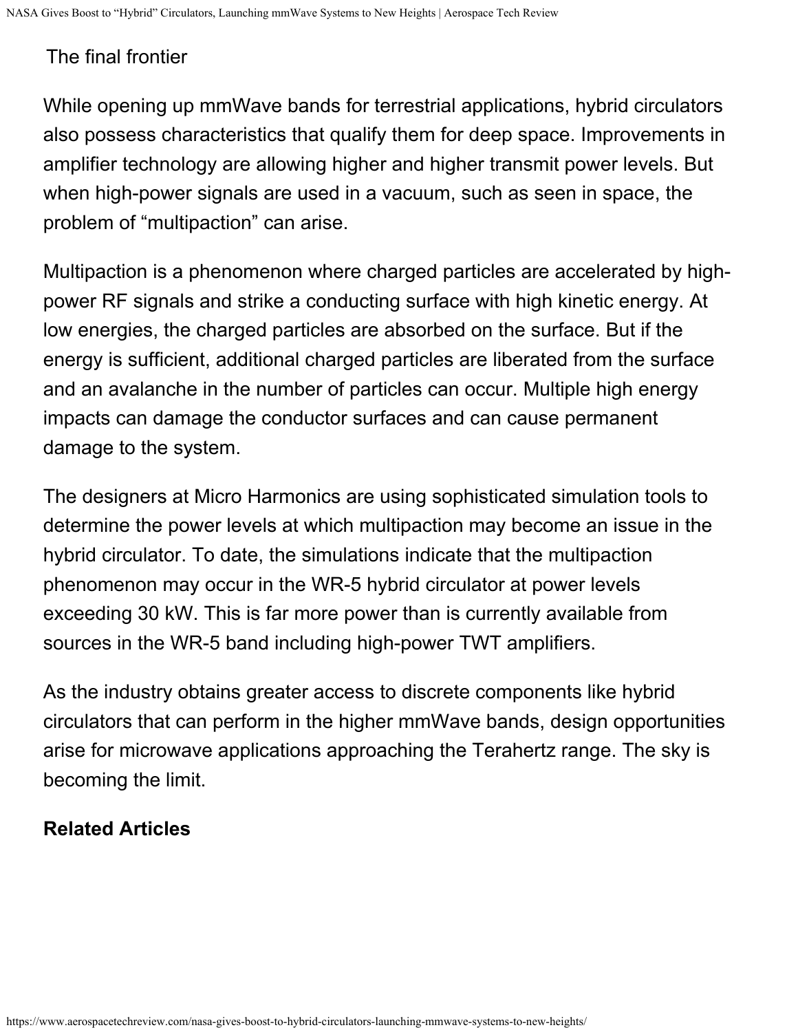## The final frontier

While opening up mmWave bands for terrestrial applications, hybrid circulators also possess characteristics that qualify them for deep space. Improvements in amplifier technology are allowing higher and higher transmit power levels. But when high-power signals are used in a vacuum, such as seen in space, the problem of "multipaction" can arise.

Multipaction is a phenomenon where charged particles are accelerated by high-power RF signals and strike a conducting surface with high kinetic energy. At low energies, the charged particles are absorbed on the surface. But if the energy is sufficient, additional charged particles are liberated from the surface and an avalanche in the number of particles can occur. Multiple high energy impacts can damage the conductor surfaces and can cause permanent damage to the system.

The designers at Micro Harmonics are using sophisticated simulation tools to determine the power levels at which multipaction may become an issue in the hybrid circulator. To date, the simulations indicate that the multipaction phenomenon may occur in the WR-5 hybrid circulator at power levels exceeding 30 kW. This is far more power than is currently available from sources in the WR-5 band including high-power TWT amplifiers.

As the industry obtains greater access to discrete components like hybrid circulators that can perform in the higher mmWave bands, design opportunities arise for microwave applications approaching the Terahertz range. The sky is becoming the limit.

**Related Articles**